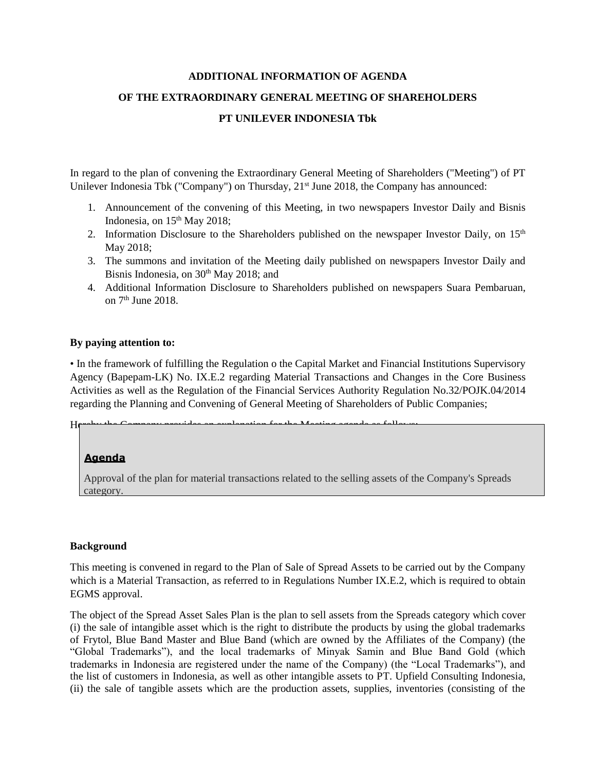**ADDITIONAL INFORMATION OF AGENDA**

**OF THE EXTRAORDINARY GENERAL MEETING OF SHAREHOLDERS**

**PT UNILEVER INDONESIA Tbk**

In regard to the plan of convening the Extraordinary General Meeting of Shareholders ("Meeting") of PT Unilever Indonesia Tbk ("Company") on Thursday, 21st June 2018, the Company has announced:

1. Announcement of the convening of this Meeting, in two newspapers Investor Daily and Bisnis Indonesia, on 15th May 2018;
2. Information Disclosure to the Shareholders published on the newspaper Investor Daily, on 15th May 2018;
3. The summons and invitation of the Meeting daily published on newspapers Investor Daily and Bisnis Indonesia, on 30th May 2018; and
4. Additional Information Disclosure to Shareholders published on newspapers Suara Pembaruan, on 7th June 2018.

**By paying attention to:**

• In the framework of fulfilling the Regulation o the Capital Market and Financial Institutions Supervisory Agency (Bapepam-LK) No. IX.E.2 regarding Material Transactions and Changes in the Core Business Activities as well as the Regulation of the Financial Services Authority Regulation No.32/POJK.04/2014 regarding the Planning and Convening of General Meeting of Shareholders of Public Companies;

Hereby the Company provides an explanation for the Meeting agenda as follows:

**Agenda**

Approval of the plan for material transactions related to the selling assets of the Company's Spreads category.

**Background**

This meeting is convened in regard to the Plan of Sale of Spread Assets to be carried out by the Company which is a Material Transaction, as referred to in Regulations Number IX.E.2, which is required to obtain EGMS approval.

The object of the Spread Asset Sales Plan is the plan to sell assets from the Spreads category which cover (i) the sale of intangible asset which is the right to distribute the products by using the global trademarks of Frytol, Blue Band Master and Blue Band (which are owned by the Affiliates of the Company) (the "Global Trademarks"), and the local trademarks of Minyak Samin and Blue Band Gold (which trademarks in Indonesia are registered under the name of the Company) (the "Local Trademarks"), and the list of customers in Indonesia, as well as other intangible assets to PT. Upfield Consulting Indonesia, (ii) the sale of tangible assets which are the production assets, supplies, inventories (consisting of the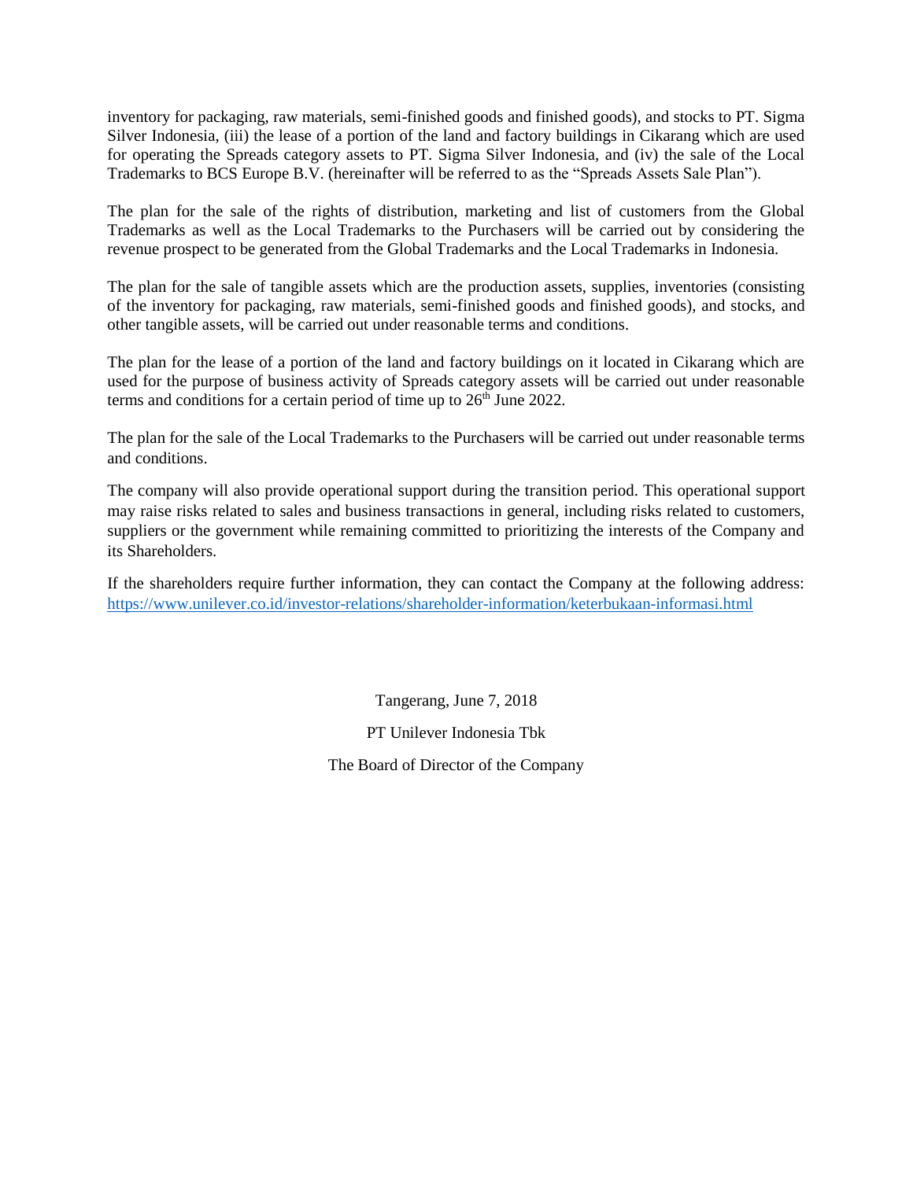inventory for packaging, raw materials, semi-finished goods and finished goods), and stocks to PT. Sigma Silver Indonesia, (iii) the lease of a portion of the land and factory buildings in Cikarang which are used for operating the Spreads category assets to PT. Sigma Silver Indonesia, and (iv) the sale of the Local Trademarks to BCS Europe B.V. (hereinafter will be referred to as the "Spreads Assets Sale Plan").

The plan for the sale of the rights of distribution, marketing and list of customers from the Global Trademarks as well as the Local Trademarks to the Purchasers will be carried out by considering the revenue prospect to be generated from the Global Trademarks and the Local Trademarks in Indonesia.

The plan for the sale of tangible assets which are the production assets, supplies, inventories (consisting of the inventory for packaging, raw materials, semi-finished goods and finished goods), and stocks, and other tangible assets, will be carried out under reasonable terms and conditions.

The plan for the lease of a portion of the land and factory buildings on it located in Cikarang which are used for the purpose of business activity of Spreads category assets will be carried out under reasonable terms and conditions for a certain period of time up to 26th June 2022.

The plan for the sale of the Local Trademarks to the Purchasers will be carried out under reasonable terms and conditions.

The company will also provide operational support during the transition period. This operational support may raise risks related to sales and business transactions in general, including risks related to customers, suppliers or the government while remaining committed to prioritizing the interests of the Company and its Shareholders.

If the shareholders require further information, they can contact the Company at the following address: https://www.unilever.co.id/investor-relations/shareholder-information/keterbukaan-informasi.html

Tangerang, June 7, 2018

PT Unilever Indonesia Tbk

The Board of Director of the Company